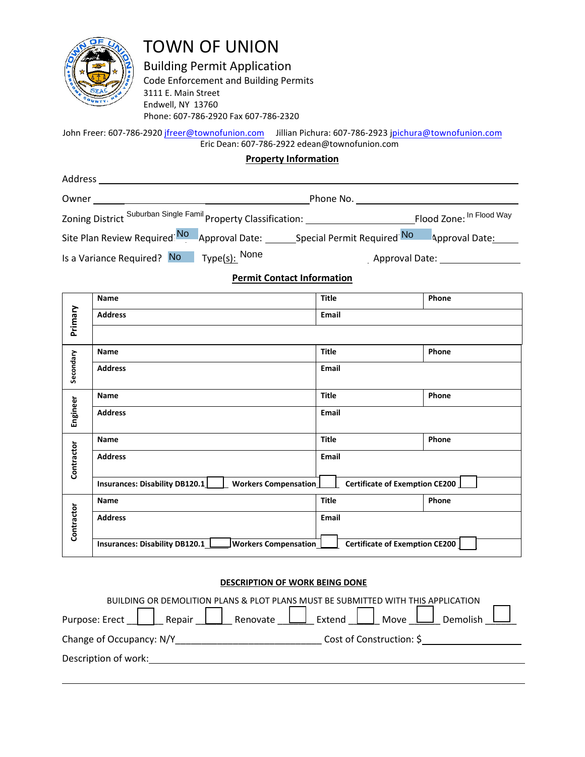# TOWN OF UNION

## Building Permit Application

Code Enforcement and Building Permits
3111 E. Main Street
Endwell, NY 13760
Phone: 607-786-2920 Fax 607-786-2320

John Freer: 607-786-2920 jfreer@townofunion.com Jillian Pichura: 607-786-2923 jpichura@townofunion.com
Eric Dean: 607-786-2922 edean@townofunion.com

**Property Information**

Address ______________________________

Owner ______________________________ Phone No. ______________________________

Zoning District Suburban Single Famil Property Classification: ______________ Flood Zone: In Flood Way

Site Plan Review Required No Approval Date: ______ Special Permit Required No Approval Date: ______

Is a Variance Required? No Type(s): None Approval Date: ______________

**Permit Contact Information**

| | | | |
|---|---|---|---|
| Primary | **Name** | **Title** | **Phone** |
| | **Address** | **Email** | |
| | | | |
| Secondary | **Name** | **Title** | **Phone** |
| | **Address** | **Email** | |
| Engineer | **Name** | **Title** | **Phone** |
| | **Address** | **Email** | |
| Contractor | **Name** | **Title** | **Phone** |
| | **Address** | **Email** | |
| | **Insurances: Disability DB120.1** ☐ **Workers Compensation** ☐ | **Certificate of Exemption CE200** ☐ | |
| Contractor | **Name** | **Title** | **Phone** |
| | **Address** | **Email** | |
| | **Insurances: Disability DB120.1** ☐ **Workers Compensation** ☐ | **Certificate of Exemption CE200** ☐ | |

**DESCRIPTION OF WORK BEING DONE**

BUILDING OR DEMOLITION PLANS & PLOT PLANS MUST BE SUBMITTED WITH THIS APPLICATION

Purpose: Erect ☐ Repair ☐ Renovate ☐ Extend ☐ Move ☐ Demolish ☐

Change of Occupancy: N/Y____________________________ Cost of Construction: $____________________

Description of work:______________________________________________________________

__________________________________________________________________________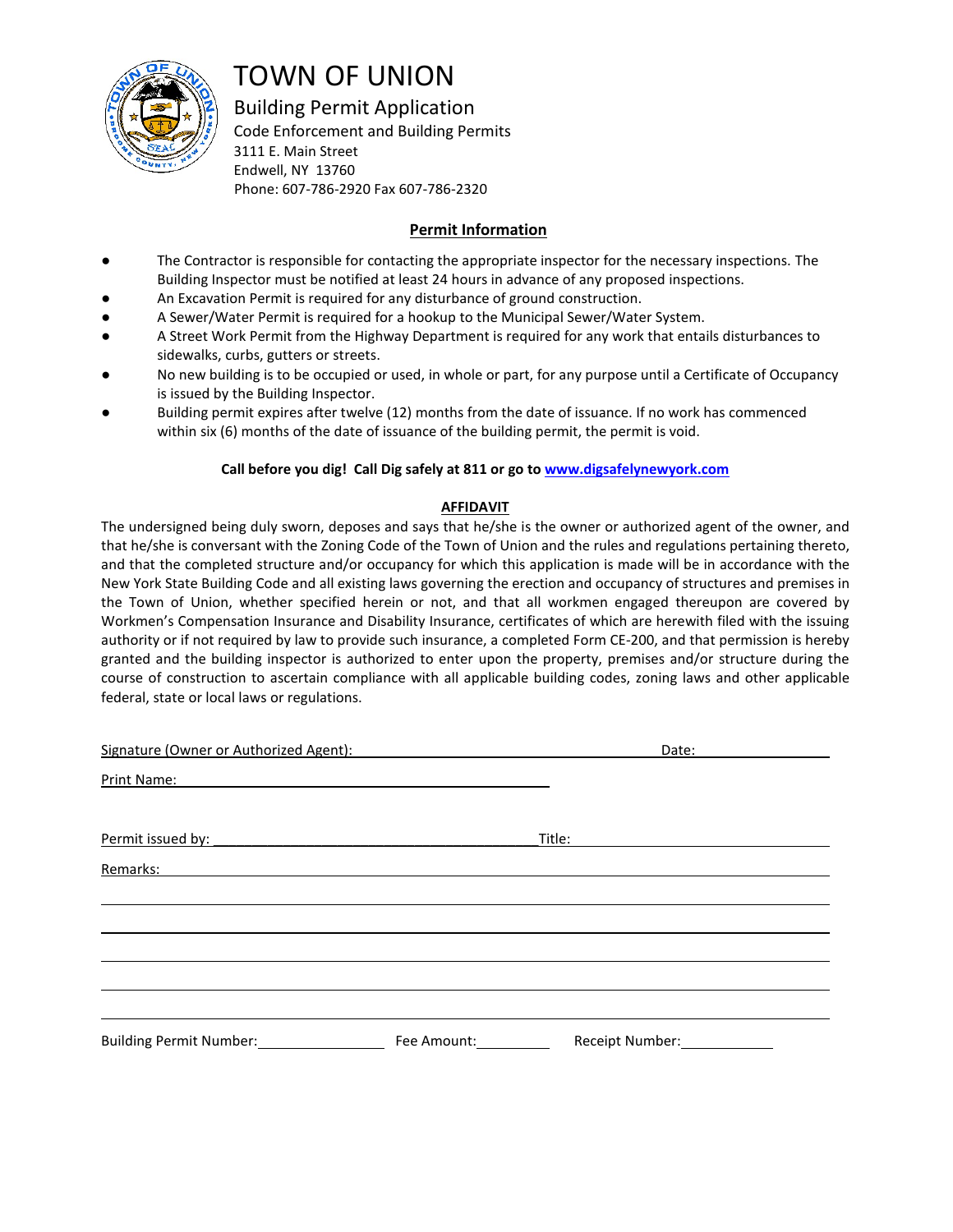# TOWN OF UNION

## Building Permit Application

Code Enforcement and Building Permits
3111 E. Main Street
Endwell, NY 13760
Phone: 607-786-2920 Fax 607-786-2320

### Permit Information

- The Contractor is responsible for contacting the appropriate inspector for the necessary inspections. The Building Inspector must be notified at least 24 hours in advance of any proposed inspections.
- An Excavation Permit is required for any disturbance of ground construction.
- A Sewer/Water Permit is required for a hookup to the Municipal Sewer/Water System.
- A Street Work Permit from the Highway Department is required for any work that entails disturbances to sidewalks, curbs, gutters or streets.
- No new building is to be occupied or used, in whole or part, for any purpose until a Certificate of Occupancy is issued by the Building Inspector.
- Building permit expires after twelve (12) months from the date of issuance. If no work has commenced within six (6) months of the date of issuance of the building permit, the permit is void.

**Call before you dig! Call Dig safely at 811 or go to www.digsafelynewyork.com**

### AFFIDAVIT

The undersigned being duly sworn, deposes and says that he/she is the owner or authorized agent of the owner, and that he/she is conversant with the Zoning Code of the Town of Union and the rules and regulations pertaining thereto, and that the completed structure and/or occupancy for which this application is made will be in accordance with the New York State Building Code and all existing laws governing the erection and occupancy of structures and premises in the Town of Union, whether specified herein or not, and that all workmen engaged thereupon are covered by Workmen's Compensation Insurance and Disability Insurance, certificates of which are herewith filed with the issuing authority or if not required by law to provide such insurance, a completed Form CE-200, and that permission is hereby granted and the building inspector is authorized to enter upon the property, premises and/or structure during the course of construction to ascertain compliance with all applicable building codes, zoning laws and other applicable federal, state or local laws or regulations.

Signature (Owner or Authorized Agent): ______________________ Date: ____________

Print Name: ______________________

Permit issued by: ______________________ Title: ______________________

Remarks: ______________________

______________________

______________________

______________________

______________________

______________________

Building Permit Number: ____________ Fee Amount: ________ Receipt Number: ________